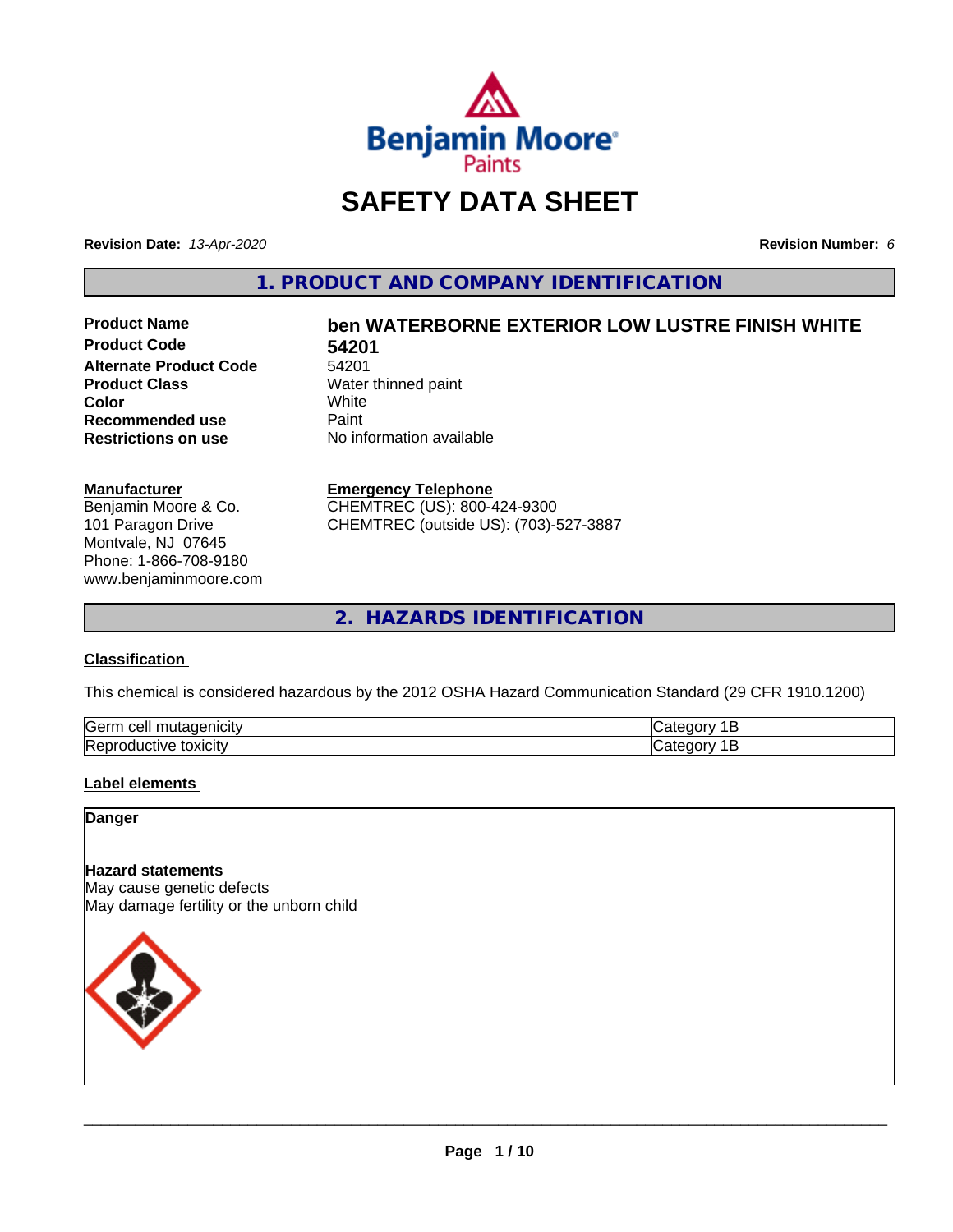# SAFETY DATA SHEET

**Revision Date:** *13-Apr-2020* **Revision Number:** *6*

## 1. PRODUCT AND COMPANY IDENTIFICATION

| | |
|---|---|
| **Product Name** | **ben WATERBORNE EXTERIOR LOW LUSTRE FINISH WHITE** |
| **Product Code** | **54201** |
| **Alternate Product Code** | 54201 |
| **Product Class** | Water thinned paint |
| **Color** | White |
| **Recommended use** | Paint |
| **Restrictions on use** | No information available |

**Manufacturer**
Benjamin Moore & Co.
101 Paragon Drive
Montvale, NJ 07645
Phone: 1-866-708-9180
www.benjaminmoore.com

**Emergency Telephone**
CHEMTREC (US): 800-424-9300
CHEMTREC (outside US): (703)-527-3887

## 2. HAZARDS IDENTIFICATION

### Classification

This chemical is considered hazardous by the 2012 OSHA Hazard Communication Standard (29 CFR 1910.1200)

| | |
|---|---|
| Germ cell mutagenicity | Category 1B |
| Reproductive toxicity | Category 1B |

### Label elements

**Danger**

**Hazard statements**
May cause genetic defects
May damage fertility or the unborn child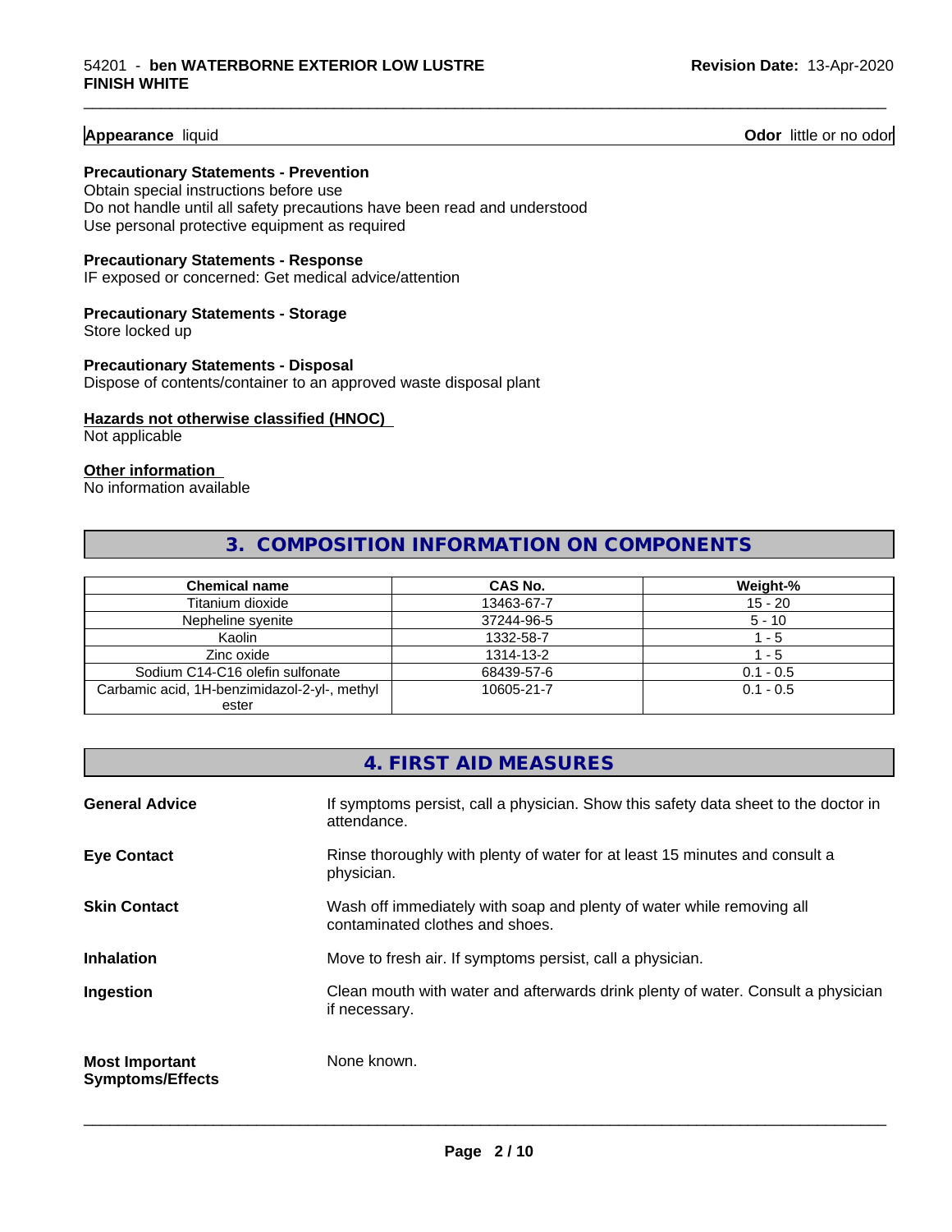**Appearance** liquid **Odor** little or no odor

**Precautionary Statements - Prevention**
Obtain special instructions before use
Do not handle until all safety precautions have been read and understood
Use personal protective equipment as required

**Precautionary Statements - Response**
IF exposed or concerned: Get medical advice/attention

**Precautionary Statements - Storage**
Store locked up

**Precautionary Statements - Disposal**
Dispose of contents/container to an approved waste disposal plant

**Hazards not otherwise classified (HNOC)**
Not applicable

**Other information**
No information available

## 3. COMPOSITION INFORMATION ON COMPONENTS

| Chemical name | CAS No. | Weight-% |
|---|---|---|
| Titanium dioxide | 13463-67-7 | 15 - 20 |
| Nepheline syenite | 37244-96-5 | 5 - 10 |
| Kaolin | 1332-58-7 | 1 - 5 |
| Zinc oxide | 1314-13-2 | 1 - 5 |
| Sodium C14-C16 olefin sulfonate | 68439-57-6 | 0.1 - 0.5 |
| Carbamic acid, 1H-benzimidazol-2-yl-, methyl ester | 10605-21-7 | 0.1 - 0.5 |

## 4. FIRST AID MEASURES

**General Advice** If symptoms persist, call a physician. Show this safety data sheet to the doctor in attendance.

**Eye Contact** Rinse thoroughly with plenty of water for at least 15 minutes and consult a physician.

**Skin Contact** Wash off immediately with soap and plenty of water while removing all contaminated clothes and shoes.

**Inhalation** Move to fresh air. If symptoms persist, call a physician.

**Ingestion** Clean mouth with water and afterwards drink plenty of water. Consult a physician if necessary.

**Most Important Symptoms/Effects** None known.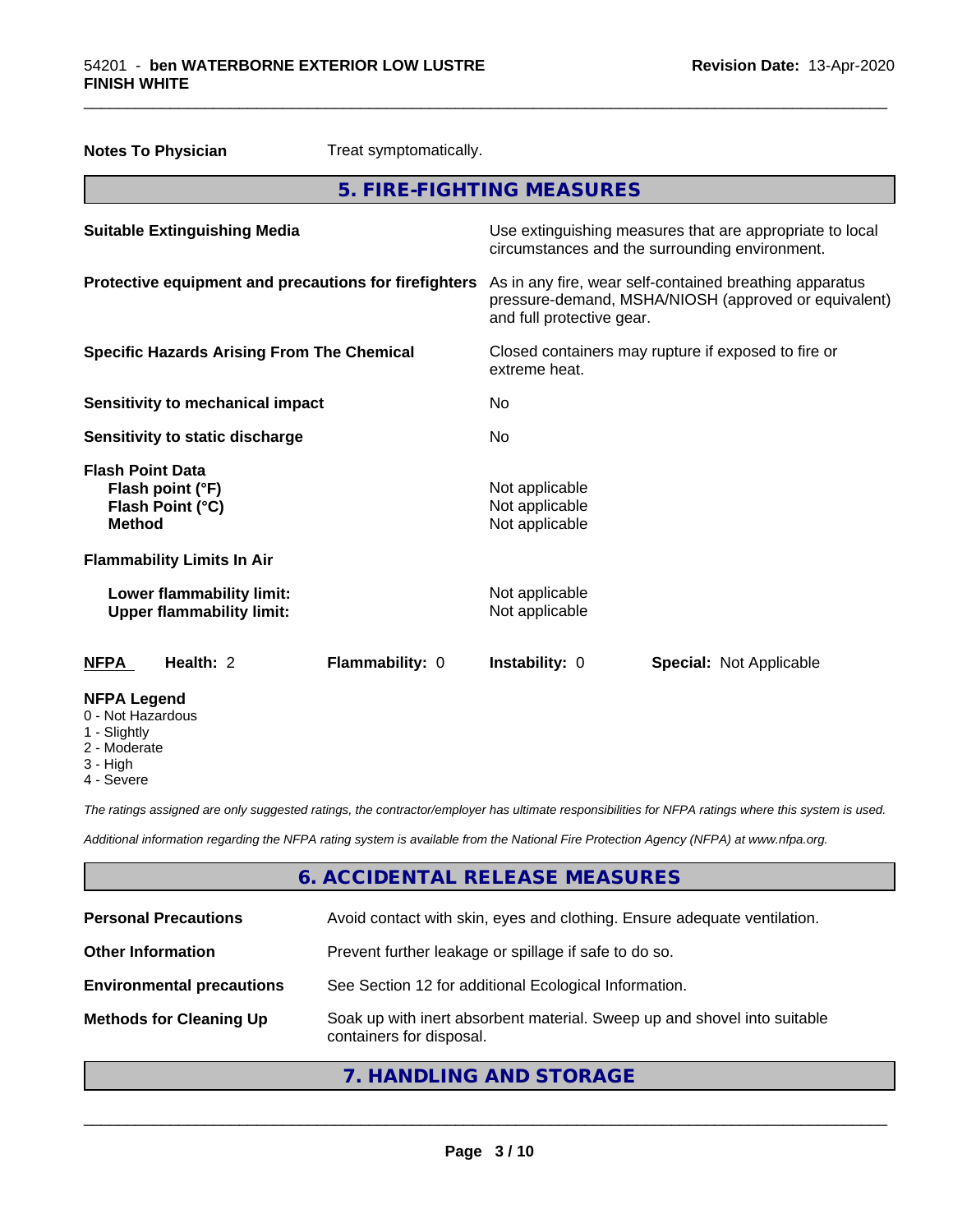**Notes To Physician** Treat symptomatically.

## 5. FIRE-FIGHTING MEASURES

| | |
|---|---|
| **Suitable Extinguishing Media** | Use extinguishing measures that are appropriate to local circumstances and the surrounding environment. |
| **Protective equipment and precautions for firefighters** | As in any fire, wear self-contained breathing apparatus pressure-demand, MSHA/NIOSH (approved or equivalent) and full protective gear. |
| **Specific Hazards Arising From The Chemical** | Closed containers may rupture if exposed to fire or extreme heat. |
| **Sensitivity to mechanical impact** | No |
| **Sensitivity to static discharge** | No |

**Flash Point Data**

| | |
|---|---|
| **Flash point (°F)** | Not applicable |
| **Flash Point (°C)** | Not applicable |
| **Method** | Not applicable |

**Flammability Limits In Air**

| | |
|---|---|
| **Lower flammability limit:** | Not applicable |
| **Upper flammability limit:** | Not applicable |

| **NFPA** | **Health:** 2 | **Flammability:** 0 | **Instability:** 0 | **Special:** Not Applicable |
|---|---|---|---|---|

**NFPA Legend**
- 0 - Not Hazardous
- 1 - Slightly
- 2 - Moderate
- 3 - High
- 4 - Severe

*The ratings assigned are only suggested ratings, the contractor/employer has ultimate responsibilities for NFPA ratings where this system is used.*

*Additional information regarding the NFPA rating system is available from the National Fire Protection Agency (NFPA) at www.nfpa.org.*

## 6. ACCIDENTAL RELEASE MEASURES

| | |
|---|---|
| **Personal Precautions** | Avoid contact with skin, eyes and clothing. Ensure adequate ventilation. |
| **Other Information** | Prevent further leakage or spillage if safe to do so. |
| **Environmental precautions** | See Section 12 for additional Ecological Information. |
| **Methods for Cleaning Up** | Soak up with inert absorbent material. Sweep up and shovel into suitable containers for disposal. |

## 7. HANDLING AND STORAGE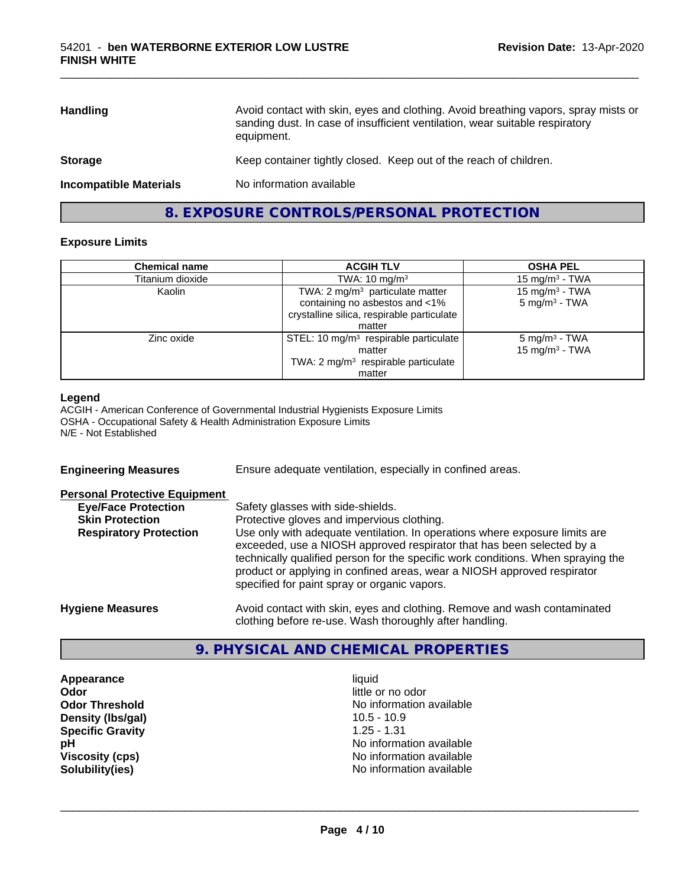| | |
|---|---|
| **Handling** | Avoid contact with skin, eyes and clothing. Avoid breathing vapors, spray mists or sanding dust. In case of insufficient ventilation, wear suitable respiratory equipment. |
| **Storage** | Keep container tightly closed. Keep out of the reach of children. |
| **Incompatible Materials** | No information available |

## 8. EXPOSURE CONTROLS/PERSONAL PROTECTION

### Exposure Limits

| Chemical name | ACGIH TLV | OSHA PEL |
|---|---|---|
| Titanium dioxide | TWA: 10 mg/m$^3$ | 15 mg/m$^3$ - TWA |
| Kaolin | TWA: 2 mg/m$^3$ particulate matter containing no asbestos and <1% crystalline silica, respirable particulate matter | 15 mg/m$^3$ - TWA<br>5 mg/m$^3$ - TWA |
| Zinc oxide | STEL: 10 mg/m$^3$ respirable particulate matter<br>TWA: 2 mg/m$^3$ respirable particulate matter | 5 mg/m$^3$ - TWA<br>15 mg/m$^3$ - TWA |

**Legend**

ACGIH - American Conference of Governmental Industrial Hygienists Exposure Limits
OSHA - Occupational Safety & Health Administration Exposure Limits
N/E - Not Established

**Engineering Measures** Ensure adequate ventilation, especially in confined areas.

**Personal Protective Equipment**

- **Eye/Face Protection** Safety glasses with side-shields.
- **Skin Protection** Protective gloves and impervious clothing.
- **Respiratory Protection** Use only with adequate ventilation. In operations where exposure limits are exceeded, use a NIOSH approved respirator that has been selected by a technically qualified person for the specific work conditions. When spraying the product or applying in confined areas, wear a NIOSH approved respirator specified for paint spray or organic vapors.

**Hygiene Measures** Avoid contact with skin, eyes and clothing. Remove and wash contaminated clothing before re-use. Wash thoroughly after handling.

## 9. PHYSICAL AND CHEMICAL PROPERTIES

| | |
|---|---|
| **Appearance** | liquid |
| **Odor** | little or no odor |
| **Odor Threshold** | No information available |
| **Density (lbs/gal)** | 10.5 - 10.9 |
| **Specific Gravity** | 1.25 - 1.31 |
| **pH** | No information available |
| **Viscosity (cps)** | No information available |
| **Solubility(ies)** | No information available |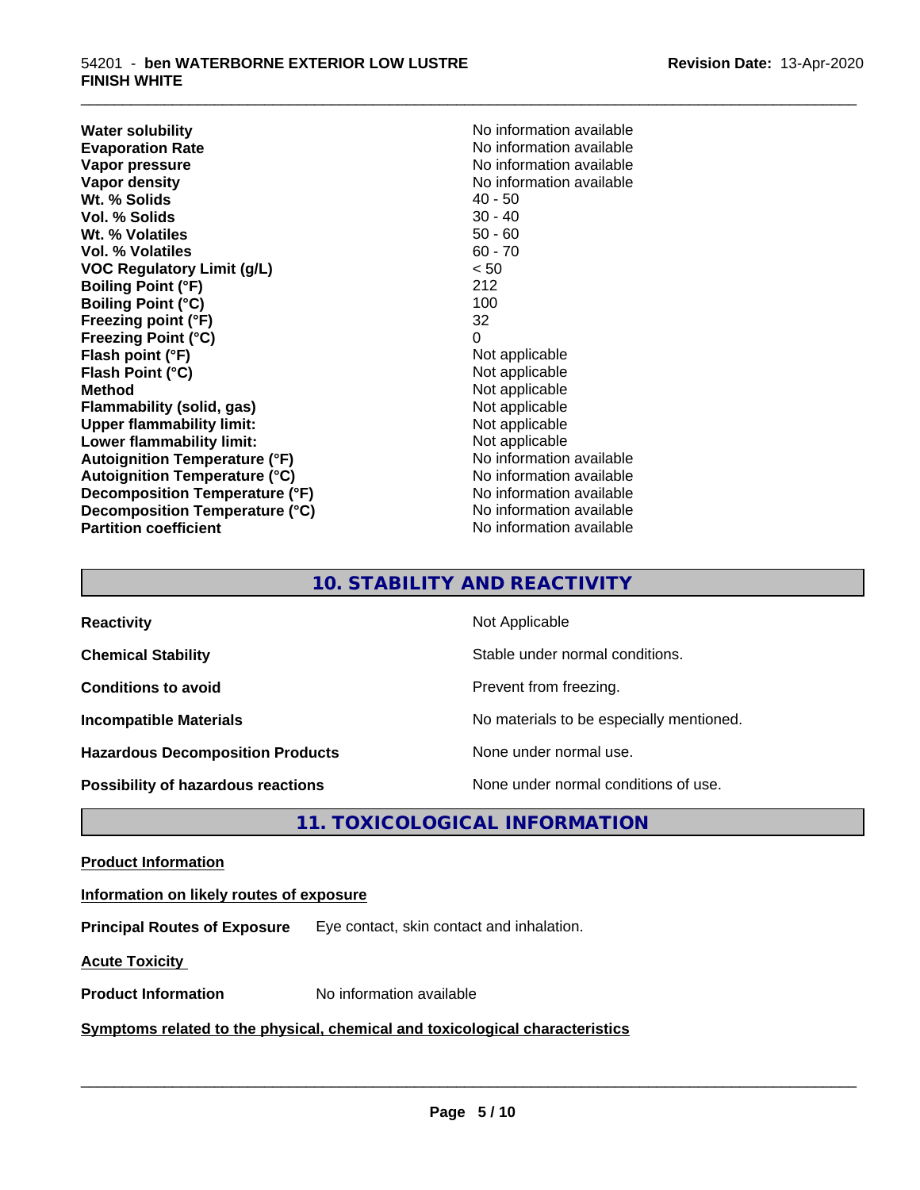| | |
|---|---|
| **Water solubility** | No information available |
| **Evaporation Rate** | No information available |
| **Vapor pressure** | No information available |
| **Vapor density** | No information available |
| **Wt. % Solids** | 40 - 50 |
| **Vol. % Solids** | 30 - 40 |
| **Wt. % Volatiles** | 50 - 60 |
| **Vol. % Volatiles** | 60 - 70 |
| **VOC Regulatory Limit (g/L)** | < 50 |
| **Boiling Point (°F)** | 212 |
| **Boiling Point (°C)** | 100 |
| **Freezing point (°F)** | 32 |
| **Freezing Point (°C)** | 0 |
| **Flash point (°F)** | Not applicable |
| **Flash Point (°C)** | Not applicable |
| **Method** | Not applicable |
| **Flammability (solid, gas)** | Not applicable |
| **Upper flammability limit:** | Not applicable |
| **Lower flammability limit:** | Not applicable |
| **Autoignition Temperature (°F)** | No information available |
| **Autoignition Temperature (°C)** | No information available |
| **Decomposition Temperature (°F)** | No information available |
| **Decomposition Temperature (°C)** | No information available |
| **Partition coefficient** | No information available |

## 10. STABILITY AND REACTIVITY

| | |
|---|---|
| **Reactivity** | Not Applicable |
| **Chemical Stability** | Stable under normal conditions. |
| **Conditions to avoid** | Prevent from freezing. |
| **Incompatible Materials** | No materials to be especially mentioned. |
| **Hazardous Decomposition Products** | None under normal use. |
| **Possibility of hazardous reactions** | None under normal conditions of use. |

## 11. TOXICOLOGICAL INFORMATION

**Product Information**

**Information on likely routes of exposure**

**Principal Routes of Exposure** Eye contact, skin contact and inhalation.

**Acute Toxicity**

**Product Information** No information available

**Symptoms related to the physical, chemical and toxicological characteristics**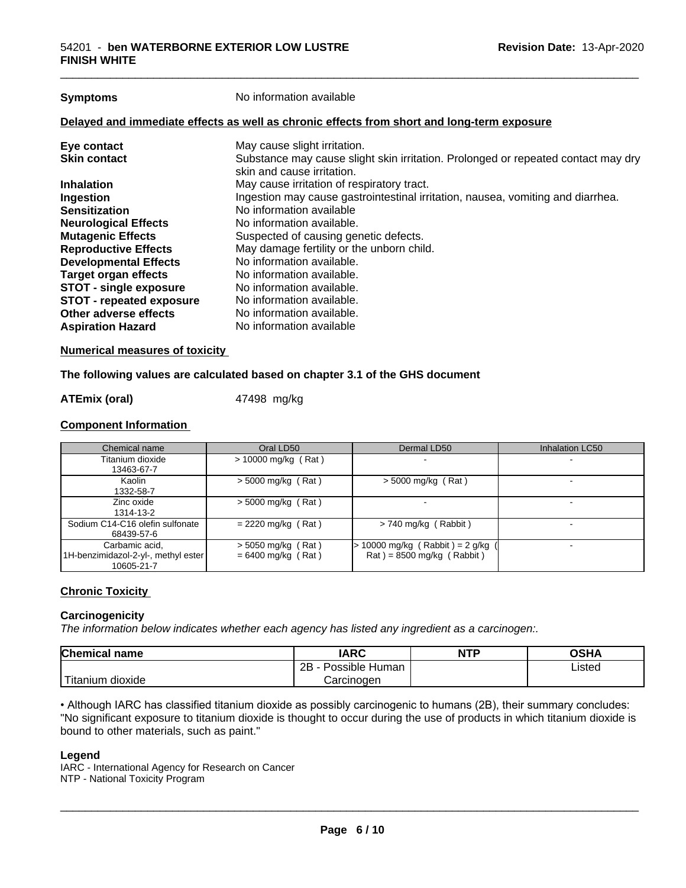**Symptoms** No information available

### Delayed and immediate effects as well as chronic effects from short and long-term exposure

| | |
|---|---|
| **Eye contact** | May cause slight irritation. |
| **Skin contact** | Substance may cause slight skin irritation. Prolonged or repeated contact may dry skin and cause irritation. |
| **Inhalation** | May cause irritation of respiratory tract. |
| **Ingestion** | Ingestion may cause gastrointestinal irritation, nausea, vomiting and diarrhea. |
| **Sensitization** | No information available |
| **Neurological Effects** | No information available. |
| **Mutagenic Effects** | Suspected of causing genetic defects. |
| **Reproductive Effects** | May damage fertility or the unborn child. |
| **Developmental Effects** | No information available. |
| **Target organ effects** | No information available. |
| **STOT - single exposure** | No information available. |
| **STOT - repeated exposure** | No information available. |
| **Other adverse effects** | No information available. |
| **Aspiration Hazard** | No information available |

### Numerical measures of toxicity

**The following values are calculated based on chapter 3.1 of the GHS document**

**ATEmix (oral)** 47498 mg/kg

### Component Information

| Chemical name | Oral LD50 | Dermal LD50 | Inhalation LC50 |
|---|---|---|---|
| Titanium dioxide 13463-67-7 | > 10000 mg/kg ( Rat ) | - | - |
| Kaolin 1332-58-7 | > 5000 mg/kg ( Rat ) | > 5000 mg/kg ( Rat ) | - |
| Zinc oxide 1314-13-2 | > 5000 mg/kg ( Rat ) | - | - |
| Sodium C14-C16 olefin sulfonate 68439-57-6 | = 2220 mg/kg ( Rat ) | > 740 mg/kg ( Rabbit ) | - |
| Carbamic acid, 1H-benzimidazol-2-yl-, methyl ester 10605-21-7 | > 5050 mg/kg ( Rat ) = 6400 mg/kg ( Rat ) | > 10000 mg/kg ( Rabbit ) = 2 g/kg ( Rat ) = 8500 mg/kg ( Rabbit ) | - |

### Chronic Toxicity

**Carcinogenicity**

*The information below indicates whether each agency has listed any ingredient as a carcinogen:.*

| Chemical name | IARC | NTP | OSHA |
|---|---|---|---|
| Titanium dioxide | 2B - Possible Human Carcinogen | | Listed |

• Although IARC has classified titanium dioxide as possibly carcinogenic to humans (2B), their summary concludes: "No significant exposure to titanium dioxide is thought to occur during the use of products in which titanium dioxide is bound to other materials, such as paint."

**Legend**

IARC - International Agency for Research on Cancer
NTP - National Toxicity Program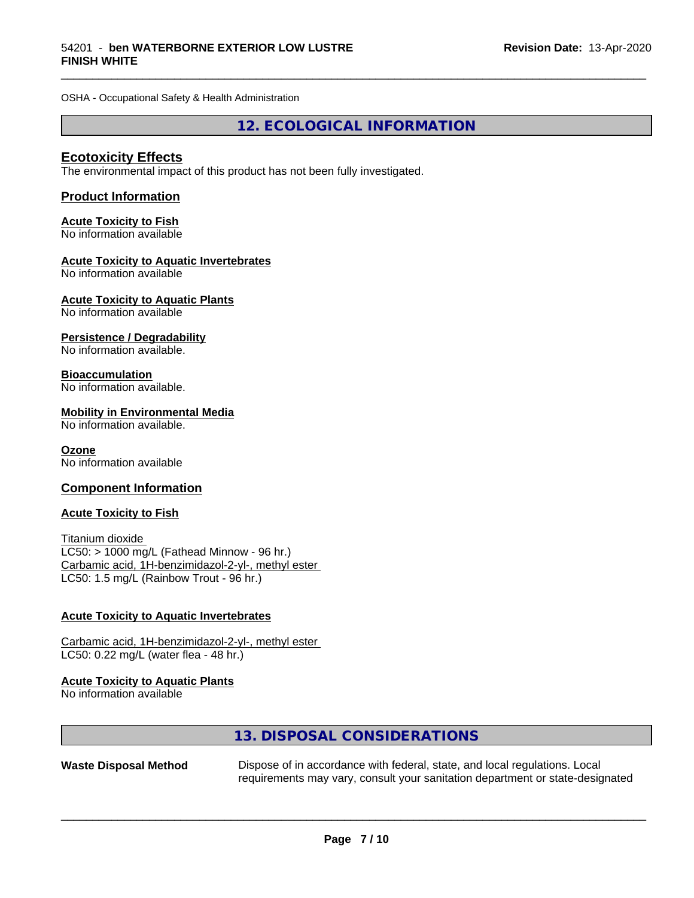OSHA - Occupational Safety & Health Administration

## 12. ECOLOGICAL INFORMATION

### Ecotoxicity Effects

The environmental impact of this product has not been fully investigated.

### Product Information

**Acute Toxicity to Fish**
No information available

**Acute Toxicity to Aquatic Invertebrates**
No information available

**Acute Toxicity to Aquatic Plants**
No information available

**Persistence / Degradability**
No information available.

**Bioaccumulation**
No information available.

**Mobility in Environmental Media**
No information available.

**Ozone**
No information available

### Component Information

**Acute Toxicity to Fish**

Titanium dioxide
LC50: > 1000 mg/L (Fathead Minnow - 96 hr.)
Carbamic acid, 1H-benzimidazol-2-yl-, methyl ester
LC50: 1.5 mg/L (Rainbow Trout - 96 hr.)

**Acute Toxicity to Aquatic Invertebrates**

Carbamic acid, 1H-benzimidazol-2-yl-, methyl ester
LC50: 0.22 mg/L (water flea - 48 hr.)

**Acute Toxicity to Aquatic Plants**
No information available

## 13. DISPOSAL CONSIDERATIONS

**Waste Disposal Method** Dispose of in accordance with federal, state, and local regulations. Local requirements may vary, consult your sanitation department or state-designated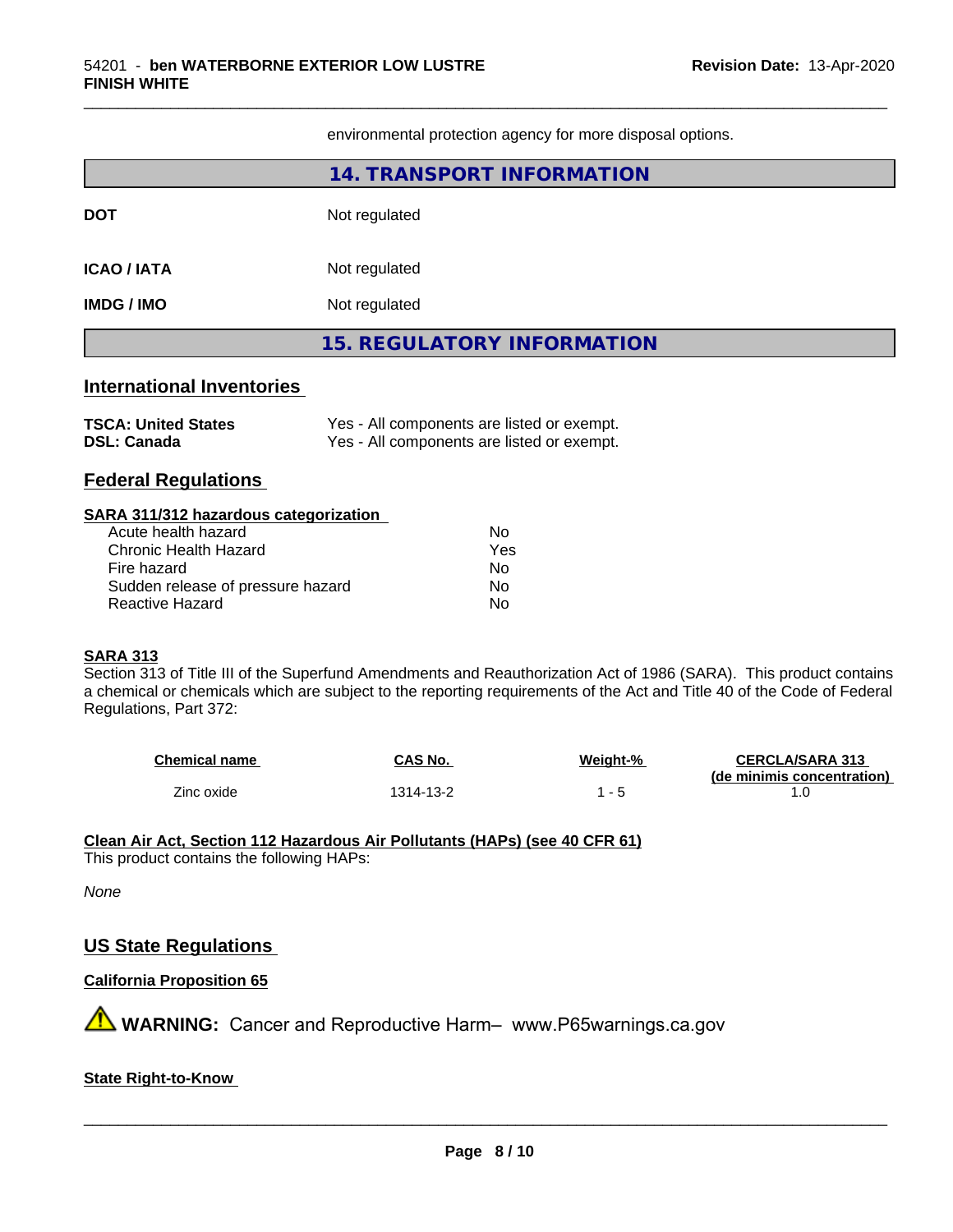environmental protection agency for more disposal options.

## 14. TRANSPORT INFORMATION

| | |
|---|---|
| **DOT** | Not regulated |
| **ICAO / IATA** | Not regulated |
| **IMDG / IMO** | Not regulated |

## 15. REGULATORY INFORMATION

### International Inventories

| | |
|---|---|
| **TSCA: United States** | Yes - All components are listed or exempt. |
| **DSL: Canada** | Yes - All components are listed or exempt. |

### Federal Regulations

**SARA 311/312 hazardous categorization**

| | |
|---|---|
| Acute health hazard | No |
| Chronic Health Hazard | Yes |
| Fire hazard | No |
| Sudden release of pressure hazard | No |
| Reactive Hazard | No |

**SARA 313**

Section 313 of Title III of the Superfund Amendments and Reauthorization Act of 1986 (SARA). This product contains a chemical or chemicals which are subject to the reporting requirements of the Act and Title 40 of the Code of Federal Regulations, Part 372:

| Chemical name | CAS No. | Weight-% | CERCLA/SARA 313 (de minimis concentration) |
|---|---|---|---|
| Zinc oxide | 1314-13-2 | 1 - 5 | 1.0 |

**Clean Air Act, Section 112 Hazardous Air Pollutants (HAPs) (see 40 CFR 61)**

This product contains the following HAPs:

*None*

### US State Regulations

**California Proposition 65**

⚠ **WARNING:** Cancer and Reproductive Harm– www.P65warnings.ca.gov

**State Right-to-Know**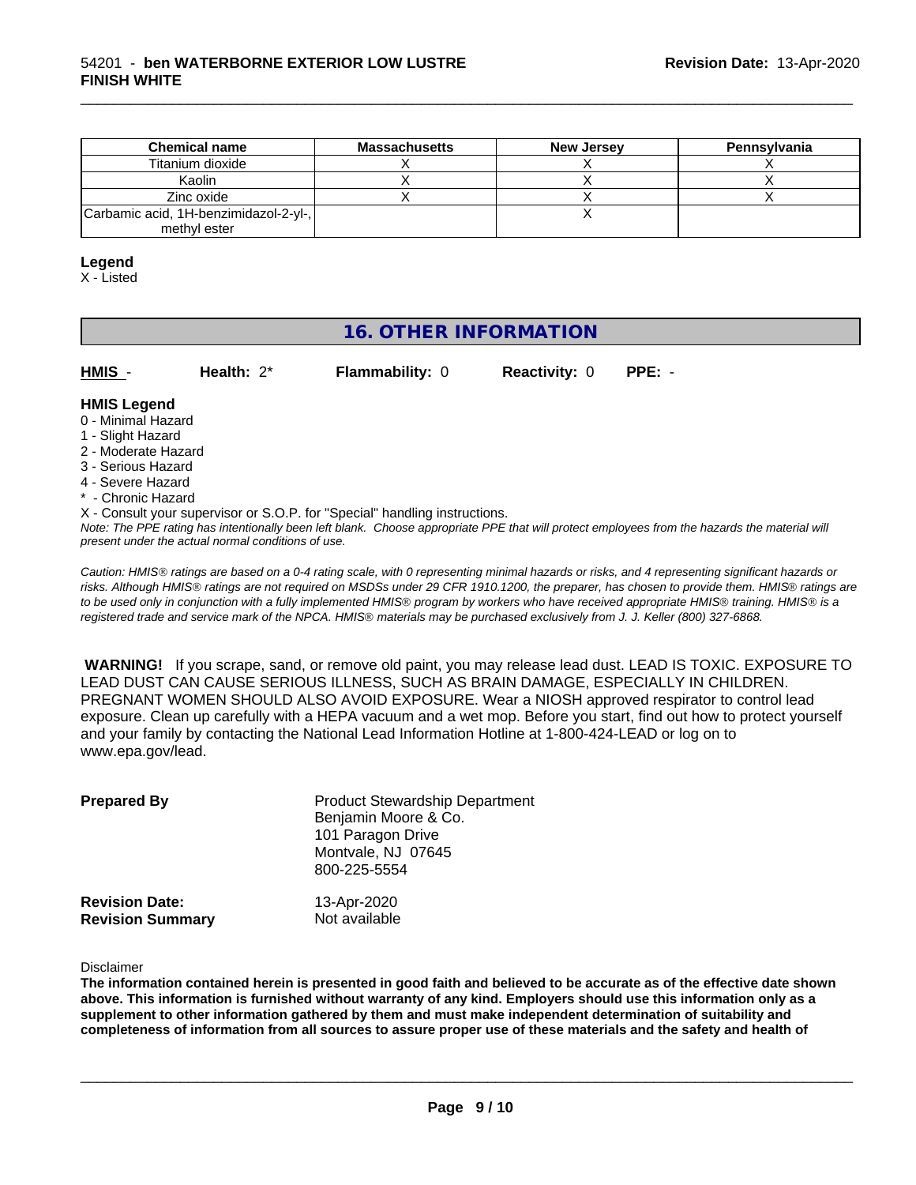| Chemical name | Massachusetts | New Jersey | Pennsylvania |
| --- | --- | --- | --- |
| Titanium dioxide | X | X | X |
| Kaolin | X | X | X |
| Zinc oxide | X | X | X |
| Carbamic acid, 1H-benzimidazol-2-yl-, methyl ester | | X | |

**Legend**
X - Listed

## 16. OTHER INFORMATION

| HMIS - | Health: 2* | Flammability: 0 | Reactivity: 0 | PPE: - |
| --- | --- | --- | --- | --- |

**HMIS Legend**
0 - Minimal Hazard
1 - Slight Hazard
2 - Moderate Hazard
3 - Serious Hazard
4 - Severe Hazard
* - Chronic Hazard
X - Consult your supervisor or S.O.P. for "Special" handling instructions.

*Note: The PPE rating has intentionally been left blank. Choose appropriate PPE that will protect employees from the hazards the material will present under the actual normal conditions of use.*

*Caution: HMIS® ratings are based on a 0-4 rating scale, with 0 representing minimal hazards or risks, and 4 representing significant hazards or risks. Although HMIS® ratings are not required on MSDSs under 29 CFR 1910.1200, the preparer, has chosen to provide them. HMIS® ratings are to be used only in conjunction with a fully implemented HMIS® program by workers who have received appropriate HMIS® training. HMIS® is a registered trade and service mark of the NPCA. HMIS® materials may be purchased exclusively from J. J. Keller (800) 327-6868.*

**WARNING!** If you scrape, sand, or remove old paint, you may release lead dust. LEAD IS TOXIC. EXPOSURE TO LEAD DUST CAN CAUSE SERIOUS ILLNESS, SUCH AS BRAIN DAMAGE, ESPECIALLY IN CHILDREN. PREGNANT WOMEN SHOULD ALSO AVOID EXPOSURE. Wear a NIOSH approved respirator to control lead exposure. Clean up carefully with a HEPA vacuum and a wet mop. Before you start, find out how to protect yourself and your family by contacting the National Lead Information Hotline at 1-800-424-LEAD or log on to www.epa.gov/lead.

**Prepared By**
Product Stewardship Department
Benjamin Moore & Co.
101 Paragon Drive
Montvale, NJ 07645
800-225-5554

**Revision Date:** 13-Apr-2020
**Revision Summary** Not available

Disclaimer
**The information contained herein is presented in good faith and believed to be accurate as of the effective date shown above. This information is furnished without warranty of any kind. Employers should use this information only as a supplement to other information gathered by them and must make independent determination of suitability and completeness of information from all sources to assure proper use of these materials and the safety and health of**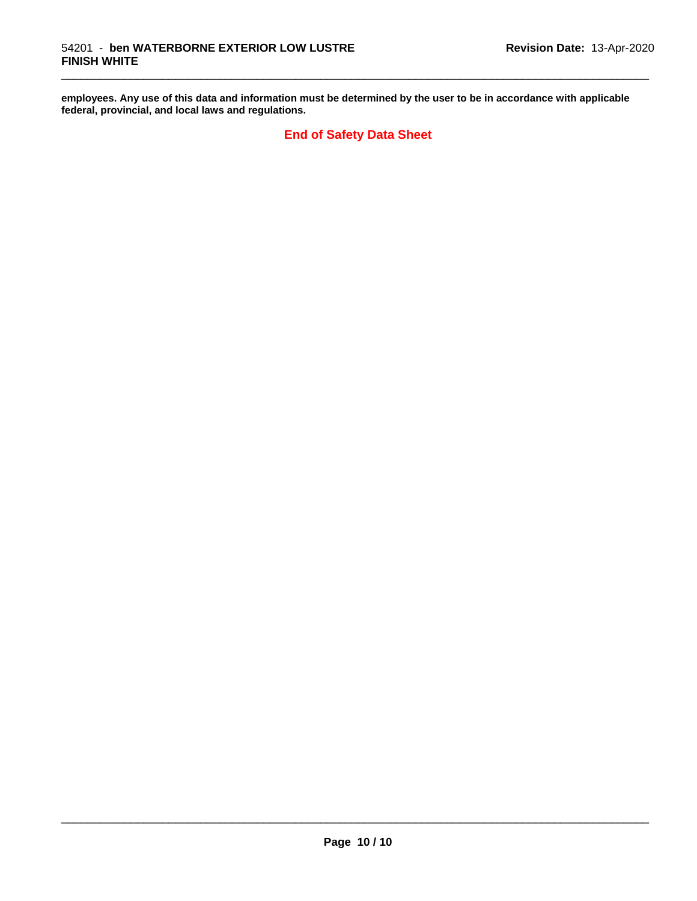**employees. Any use of this data and information must be determined by the user to be in accordance with applicable federal, provincial, and local laws and regulations.**

**End of Safety Data Sheet**